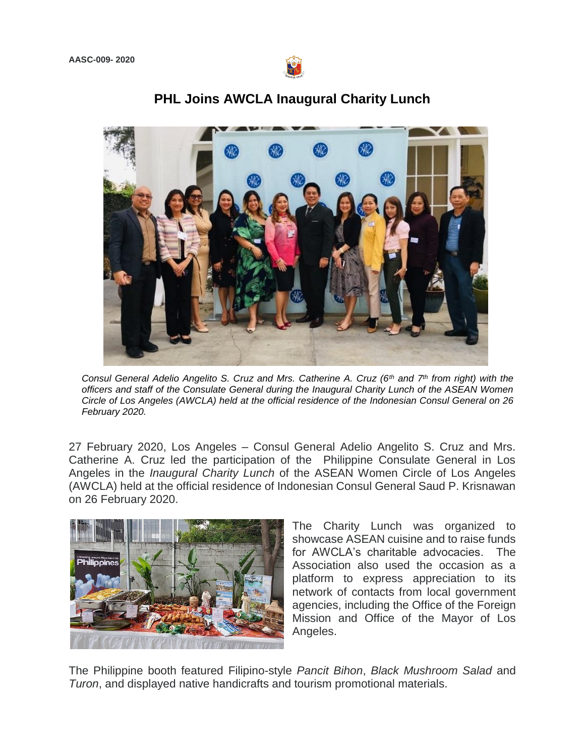AASC-009- 2020

# PHL Joins AWCLA Inaugural Charity Lunch

*Consul General Adelio Angelito S. Cruz and Mrs. Catherine A. Cruz (6th and 7th from right) with the officers and staff of the Consulate General during the Inaugural Charity Lunch of the ASEAN Women Circle of Los Angeles (AWCLA) held at the official residence of the Indonesian Consul General on 26 February 2020.*

27 February 2020, Los Angeles – Consul General Adelio Angelito S. Cruz and Mrs. Catherine A. Cruz led the participation of the Philippine Consulate General in Los Angeles in the *Inaugural Charity Lunch* of the ASEAN Women Circle of Los Angeles (AWCLA) held at the official residence of Indonesian Consul General Saud P. Krisnawan on 26 February 2020.

The Charity Lunch was organized to showcase ASEAN cuisine and to raise funds for AWCLA's charitable advocacies. The Association also used the occasion as a platform to express appreciation to its network of contacts from local government agencies, including the Office of the Foreign Mission and Office of the Mayor of Los Angeles.

The Philippine booth featured Filipino-style *Pancit Bihon*, *Black Mushroom Salad* and *Turon*, and displayed native handicrafts and tourism promotional materials.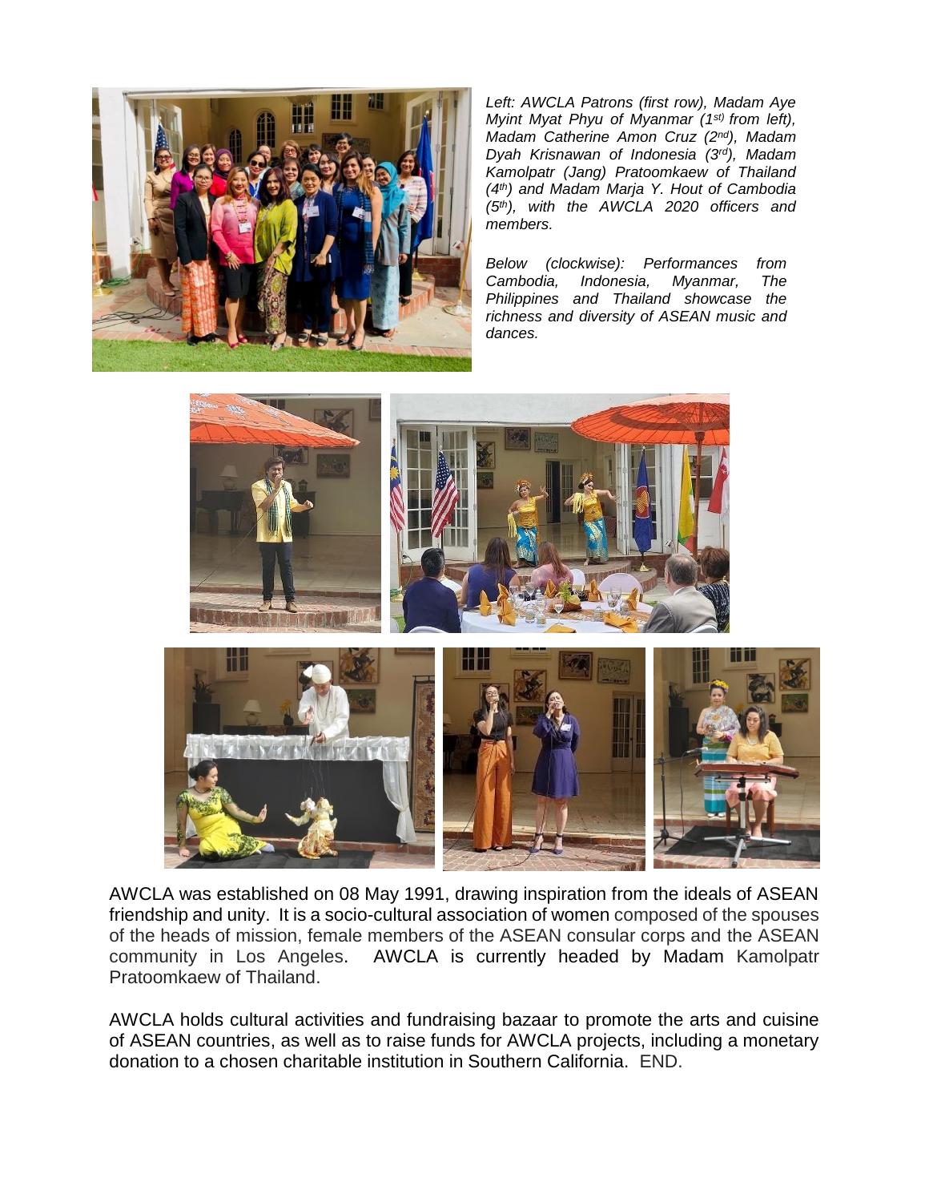*Left: AWCLA Patrons (first row), Madam Aye Myint Myat Phyu of Myanmar (1st from left), Madam Catherine Amon Cruz (2nd), Madam Dyah Krisnawan of Indonesia (3rd), Madam Kamolpatr (Jang) Pratoomkaew of Thailand (4th) and Madam Marja Y. Hout of Cambodia (5th), with the AWCLA 2020 officers and members.*

*Below (clockwise): Performances from Cambodia, Indonesia, Myanmar, The Philippines and Thailand showcase the richness and diversity of ASEAN music and dances.*

AWCLA was established on 08 May 1991, drawing inspiration from the ideals of ASEAN friendship and unity. It is a socio-cultural association of women composed of the spouses of the heads of mission, female members of the ASEAN consular corps and the ASEAN community in Los Angeles. AWCLA is currently headed by Madam Kamolpatr Pratoomkaew of Thailand.

AWCLA holds cultural activities and fundraising bazaar to promote the arts and cuisine of ASEAN countries, as well as to raise funds for AWCLA projects, including a monetary donation to a chosen charitable institution in Southern California. END.